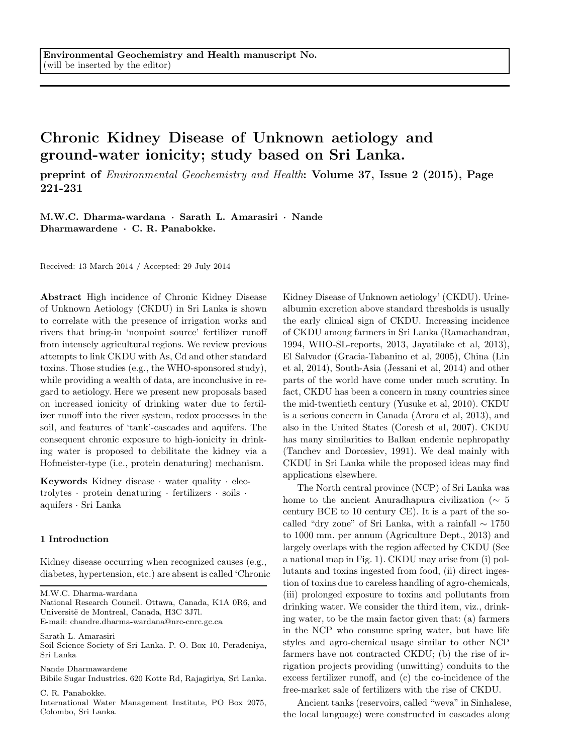**Environmental Geochemistry and Health manuscript No.**
(will be inserted by the editor)

# Chronic Kidney Disease of Unknown aetiology and ground-water ionicity; study based on Sri Lanka.

**preprint of** *Environmental Geochemistry and Health*: **Volume 37, Issue 2 (2015), Page 221-231**

**M.W.C. Dharma-wardana · Sarath L. Amarasiri · Nande Dharmawardene · C. R. Panabokke.**

Received: 13 March 2014 / Accepted: 29 July 2014

**Abstract** High incidence of Chronic Kidney Disease of Unknown Aetiology (CKDU) in Sri Lanka is shown to correlate with the presence of irrigation works and rivers that bring-in 'nonpoint source' fertilizer runoff from intensely agricultural regions. We review previous attempts to link CKDU with As, Cd and other standard toxins. Those studies (e.g., the WHO-sponsored study), while providing a wealth of data, are inconclusive in regard to aetiology. Here we present new proposals based on increased ionicity of drinking water due to fertilizer runoff into the river system, redox processes in the soil, and features of 'tank'-cascades and aquifers. The consequent chronic exposure to high-ionicity in drinking water is proposed to debilitate the kidney via a Hofmeister-type (i.e., protein denaturing) mechanism.

**Keywords** Kidney disease · water quality · electrolytes · protein denaturing · fertilizers · soils · aquifers · Sri Lanka

M.W.C. Dharma-wardana
National Research Council. Ottawa, Canada, K1A 0R6, and Universitë de Montreal, Canada, H3C 3J7l.
E-mail: chandre.dharma-wardana@nrc-cnrc.gc.ca

Sarath L. Amarasiri
Soil Science Society of Sri Lanka. P. O. Box 10, Peradeniya, Sri Lanka

Nande Dharmawardene
Bibile Sugar Industries. 620 Kotte Rd, Rajagiriya, Sri Lanka.

C. R. Panabokke.
International Water Management Institute, PO Box 2075, Colombo, Sri Lanka.

## 1 Introduction

Kidney disease occurring when recognized causes (e.g., diabetes, hypertension, etc.) are absent is called 'Chronic Kidney Disease of Unknown aetiology' (CKDU). Urine-albumin excretion above standard thresholds is usually the early clinical sign of CKDU. Increasing incidence of CKDU among farmers in Sri Lanka (Ramachandran, 1994, WHO-SL-reports, 2013, Jayatilake et al, 2013), El Salvador (Gracia-Tabanino et al, 2005), China (Lin et al, 2014), South-Asia (Jessani et al, 2014) and other parts of the world have come under much scrutiny. In fact, CKDU has been a concern in many countries since the mid-twentieth century (Yusuke et al, 2010). CKDU is a serious concern in Canada (Arora et al, 2013), and also in the United States (Coresh et al, 2007). CKDU has many similarities to Balkan endemic nephropathy (Tanchev and Dorossiev, 1991). We deal mainly with CKDU in Sri Lanka while the proposed ideas may find applications elsewhere.

The North central province (NCP) of Sri Lanka was home to the ancient Anuradhapura civilization ($\sim$ 5 century BCE to 10 century CE). It is a part of the so-called "dry zone" of Sri Lanka, with a rainfall $\sim$ 1750 to 1000 mm. per annum (Agriculture Dept., 2013) and largely overlaps with the region affected by CKDU (See a national map in Fig. 1). CKDU may arise from (i) pollutants and toxins ingested from food, (ii) direct ingestion of toxins due to careless handling of agro-chemicals, (iii) prolonged exposure to toxins and pollutants from drinking water. We consider the third item, viz., drinking water, to be the main factor given that: (a) farmers in the NCP who consume spring water, but have life styles and agro-chemical usage similar to other NCP farmers have not contracted CKDU; (b) the rise of irrigation projects providing (unwitting) conduits to the excess fertilizer runoff, and (c) the co-incidence of the free-market sale of fertilizers with the rise of CKDU.

Ancient tanks (reservoirs, called "weva" in Sinhalese, the local language) were constructed in cascades along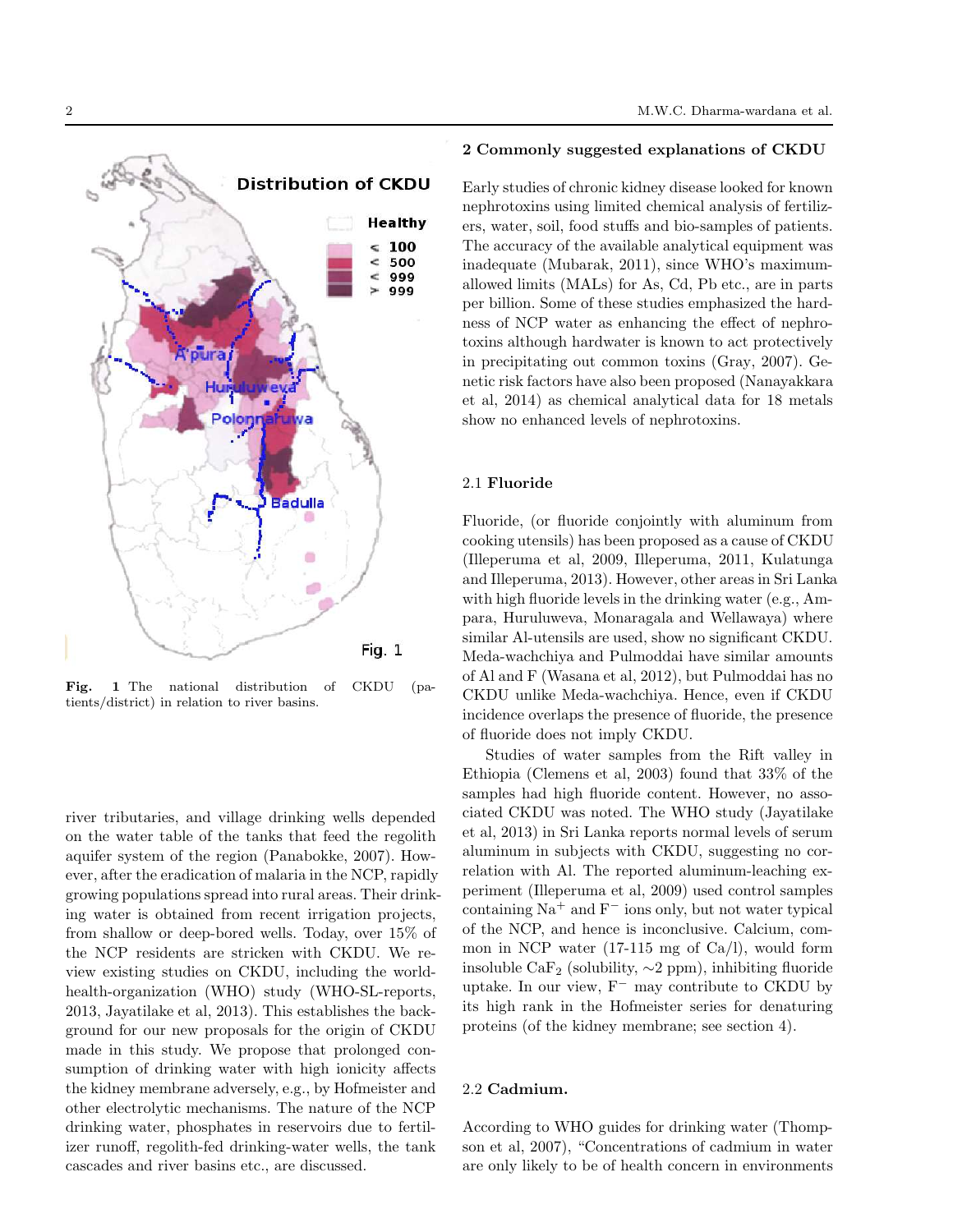Fig. 1 The national distribution of CKDU (patients/district) in relation to river basins.

river tributaries, and village drinking wells depended on the water table of the tanks that feed the regolith aquifer system of the region (Panabokke, 2007). However, after the eradication of malaria in the NCP, rapidly growing populations spread into rural areas. Their drinking water is obtained from recent irrigation projects, from shallow or deep-bored wells. Today, over 15% of the NCP residents are stricken with CKDU. We review existing studies on CKDU, including the world-health-organization (WHO) study (WHO-SL-reports, 2013, Jayatilake et al, 2013). This establishes the background for our new proposals for the origin of CKDU made in this study. We propose that prolonged consumption of drinking water with high ionicity affects the kidney membrane adversely, e.g., by Hofmeister and other electrolytic mechanisms. The nature of the NCP drinking water, phosphates in reservoirs due to fertilizer runoff, regolith-fed drinking-water wells, the tank cascades and river basins etc., are discussed.

## 2 Commonly suggested explanations of CKDU

Early studies of chronic kidney disease looked for known nephrotoxins using limited chemical analysis of fertilizers, water, soil, food stuffs and bio-samples of patients. The accuracy of the available analytical equipment was inadequate (Mubarak, 2011), since WHO's maximum-allowed limits (MALs) for As, Cd, Pb etc., are in parts per billion. Some of these studies emphasized the hardness of NCP water as enhancing the effect of nephrotoxins although hardwater is known to act protectively in precipitating out common toxins (Gray, 2007). Genetic risk factors have also been proposed (Nanayakkara et al, 2014) as chemical analytical data for 18 metals show no enhanced levels of nephrotoxins.

### 2.1 Fluoride

Fluoride, (or fluoride conjointly with aluminum from cooking utensils) has been proposed as a cause of CKDU (Illeperuma et al, 2009, Illeperuma, 2011, Kulatunga and Illeperuma, 2013). However, other areas in Sri Lanka with high fluoride levels in the drinking water (e.g., Ampara, Huruluweva, Monaragala and Wellawaya) where similar Al-utensils are used, show no significant CKDU. Meda-wachchiya and Pulmoddai have similar amounts of Al and F (Wasana et al, 2012), but Pulmoddai has no CKDU unlike Meda-wachchiya. Hence, even if CKDU incidence overlaps the presence of fluoride, the presence of fluoride does not imply CKDU.

Studies of water samples from the Rift valley in Ethiopia (Clemens et al, 2003) found that 33% of the samples had high fluoride content. However, no associated CKDU was noted. The WHO study (Jayatilake et al, 2013) in Sri Lanka reports normal levels of serum aluminum in subjects with CKDU, suggesting no correlation with Al. The reported aluminum-leaching experiment (Illeperuma et al, 2009) used control samples containing $Na^+$ and $F^-$ ions only, but not water typical of the NCP, and hence is inconclusive. Calcium, common in NCP water (17-115 mg of Ca/l), would form insoluble $CaF_2$ (solubility, $\sim$2 ppm), inhibiting fluoride uptake. In our view, $F^-$ may contribute to CKDU by its high rank in the Hofmeister series for denaturing proteins (of the kidney membrane; see section 4).

### 2.2 Cadmium.

According to WHO guides for drinking water (Thompson et al, 2007), "Concentrations of cadmium in water are only likely to be of health concern in environments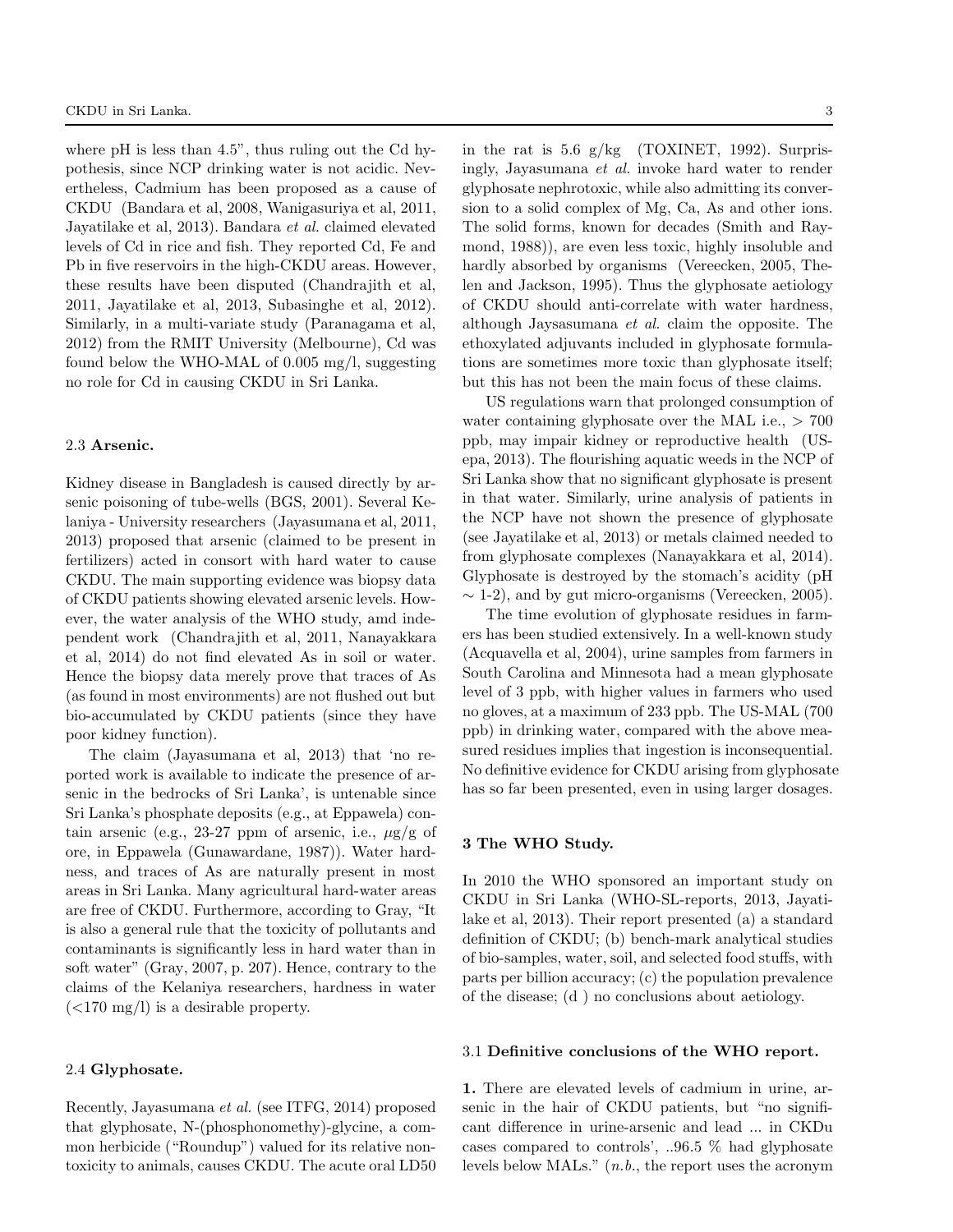where pH is less than 4.5", thus ruling out the Cd hypothesis, since NCP drinking water is not acidic. Nevertheless, Cadmium has been proposed as a cause of CKDU (Bandara et al, 2008, Wanigasuriya et al, 2011, Jayatilake et al, 2013). Bandara *et al.* claimed elevated levels of Cd in rice and fish. They reported Cd, Fe and Pb in five reservoirs in the high-CKDU areas. However, these results have been disputed (Chandrajith et al, 2011, Jayatilake et al, 2013, Subasinghe et al, 2012). Similarly, in a multi-variate study (Paranagama et al, 2012) from the RMIT University (Melbourne), Cd was found below the WHO-MAL of 0.005 mg/l, suggesting no role for Cd in causing CKDU in Sri Lanka.

### 2.3 Arsenic.

Kidney disease in Bangladesh is caused directly by arsenic poisoning of tube-wells (BGS, 2001). Several Kelaniya - University researchers (Jayasumana et al, 2011, 2013) proposed that arsenic (claimed to be present in fertilizers) acted in consort with hard water to cause CKDU. The main supporting evidence was biopsy data of CKDU patients showing elevated arsenic levels. However, the water analysis of the WHO study, amd independent work (Chandrajith et al, 2011, Nanayakkara et al, 2014) do not find elevated As in soil or water. Hence the biopsy data merely prove that traces of As (as found in most environments) are not flushed out but bio-accumulated by CKDU patients (since they have poor kidney function).

The claim (Jayasumana et al, 2013) that 'no reported work is available to indicate the presence of arsenic in the bedrocks of Sri Lanka', is untenable since Sri Lanka's phosphate deposits (e.g., at Eppawela) contain arsenic (e.g., 23-27 ppm of arsenic, i.e., $\mu$g/g of ore, in Eppawela (Gunawardane, 1987)). Water hardness, and traces of As are naturally present in most areas in Sri Lanka. Many agricultural hard-water areas are free of CKDU. Furthermore, according to Gray, "It is also a general rule that the toxicity of pollutants and contaminants is significantly less in hard water than in soft water" (Gray, 2007, p. 207). Hence, contrary to the claims of the Kelaniya researchers, hardness in water ($<$170 mg/l) is a desirable property.

### 2.4 Glyphosate.

Recently, Jayasumana *et al.* (see ITFG, 2014) proposed that glyphosate, N-(phosphonomethy)-glycine, a common herbicide ("Roundup") valued for its relative nontoxicity to animals, causes CKDU. The acute oral LD50 in the rat is 5.6 g/kg (TOXINET, 1992). Surprisingly, Jayasumana *et al.* invoke hard water to render glyphosate nephrotoxic, while also admitting its conversion to a solid complex of Mg, Ca, As and other ions. The solid forms, known for decades (Smith and Raymond, 1988)), are even less toxic, highly insoluble and hardly absorbed by organisms (Vereecken, 2005, Thelen and Jackson, 1995). Thus the glyphosate aetiology of CKDU should anti-correlate with water hardness, although Jaysasumana *et al.* claim the opposite. The ethoxylated adjuvants included in glyphosate formulations are sometimes more toxic than glyphosate itself; but this has not been the main focus of these claims.

US regulations warn that prolonged consumption of water containing glyphosate over the MAL i.e., $>$ 700 ppb, may impair kidney or reproductive health (USepa, 2013). The flourishing aquatic weeds in the NCP of Sri Lanka show that no significant glyphosate is present in that water. Similarly, urine analysis of patients in the NCP have not shown the presence of glyphosate (see Jayatilake et al, 2013) or metals claimed needed to from glyphosate complexes (Nanayakkara et al, 2014). Glyphosate is destroyed by the stomach's acidity (pH $\sim$ 1-2), and by gut micro-organisms (Vereecken, 2005).

The time evolution of glyphosate residues in farmers has been studied extensively. In a well-known study (Acquavella et al, 2004), urine samples from farmers in South Carolina and Minnesota had a mean glyphosate level of 3 ppb, with higher values in farmers who used no gloves, at a maximum of 233 ppb. The US-MAL (700 ppb) in drinking water, compared with the above measured residues implies that ingestion is inconsequential. No definitive evidence for CKDU arising from glyphosate has so far been presented, even in using larger dosages.

## 3 The WHO Study.

In 2010 the WHO sponsored an important study on CKDU in Sri Lanka (WHO-SL-reports, 2013, Jayatilake et al, 2013). Their report presented (a) a standard definition of CKDU; (b) bench-mark analytical studies of bio-samples, water, soil, and selected food stuffs, with parts per billion accuracy; (c) the population prevalence of the disease; (d ) no conclusions about aetiology.

### 3.1 Definitive conclusions of the WHO report.

**1.** There are elevated levels of cadmium in urine, arsenic in the hair of CKDU patients, but "no significant difference in urine-arsenic and lead ... in CKDu cases compared to controls', ..96.5 % had glyphosate levels below MALs." (*n.b.*, the report uses the acronym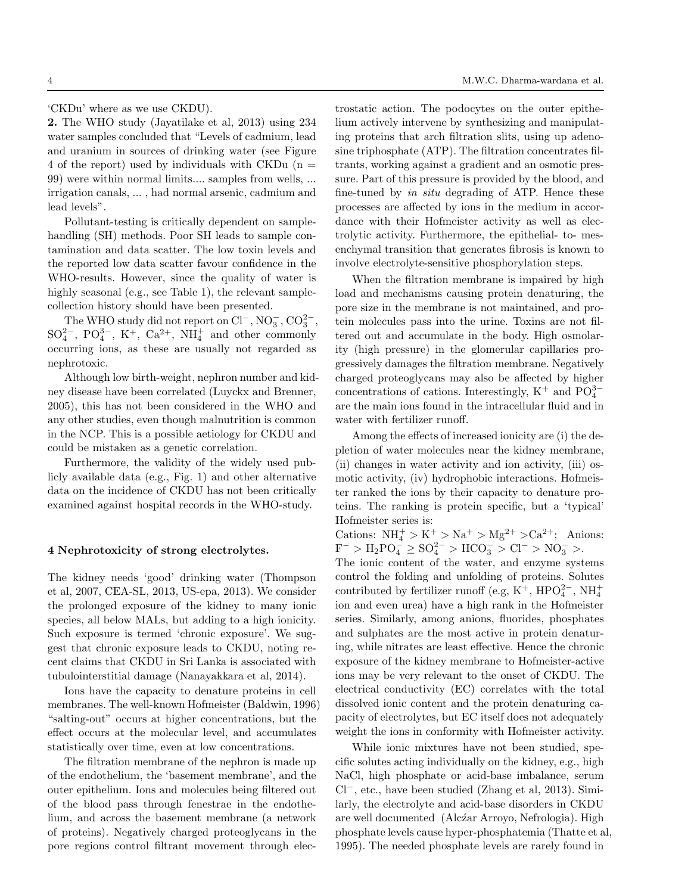'CKDu' where as we use CKDU).

**2.** The WHO study (Jayatilake et al, 2013) using 234 water samples concluded that "Levels of cadmium, lead and uranium in sources of drinking water (see Figure 4 of the report) used by individuals with CKDu (n = 99) were within normal limits.... samples from wells, ... irrigation canals, ... , had normal arsenic, cadmium and lead levels".

Pollutant-testing is critically dependent on sample-handling (SH) methods. Poor SH leads to sample contamination and data scatter. The low toxin levels and the reported low data scatter favour confidence in the WHO-results. However, since the quality of water is highly seasonal (e.g., see Table 1), the relevant sample-collection history should have been presented.

The WHO study did not report on $Cl^-$, $NO_3^-$, $CO_3^{2-}$, $SO_4^{2-}$, $PO_4^{3-}$, $K^+$, $Ca^{2+}$, $NH_4^+$ and other commonly occurring ions, as these are usually not regarded as nephrotoxic.

Although low birth-weight, nephron number and kidney disease have been correlated (Luyckx and Brenner, 2005), this has not been considered in the WHO and any other studies, even though malnutrition is common in the NCP. This is a possible aetiology for CKDU and could be mistaken as a genetic correlation.

Furthermore, the validity of the widely used publicly available data (e.g., Fig. 1) and other alternative data on the incidence of CKDU has not been critically examined against hospital records in the WHO-study.

## 4 Nephrotoxicity of strong electrolytes.

The kidney needs 'good' drinking water (Thompson et al, 2007, CEA-SL, 2013, US-epa, 2013). We consider the prolonged exposure of the kidney to many ionic species, all below MALs, but adding to a high ionicity. Such exposure is termed 'chronic exposure'. We suggest that chronic exposure leads to CKDU, noting recent claims that CKDU in Sri Lanka is associated with tubulointerstitial damage (Nanayakkara et al, 2014).

Ions have the capacity to denature proteins in cell membranes. The well-known Hofmeister (Baldwin, 1996) "salting-out" occurs at higher concentrations, but the effect occurs at the molecular level, and accumulates statistically over time, even at low concentrations.

The filtration membrane of the nephron is made up of the endothelium, the 'basement membrane', and the outer epithelium. Ions and molecules being filtered out of the blood pass through fenestrae in the endothelium, and across the basement membrane (a network of proteins). Negatively charged proteoglycans in the pore regions control filtrant movement through electrostatic action. The podocytes on the outer epithelium actively intervene by synthesizing and manipulating proteins that arch filtration slits, using up adenosine triphosphate (ATP). The filtration concentrates filtrants, working against a gradient and an osmotic pressure. Part of this pressure is provided by the blood, and fine-tuned by *in situ* degrading of ATP. Hence these processes are affected by ions in the medium in accordance with their Hofmeister activity as well as electrolytic activity. Furthermore, the epithelial- to- mesenchymal transition that generates fibrosis is known to involve electrolyte-sensitive phosphorylation steps.

When the filtration membrane is impaired by high load and mechanisms causing protein denaturing, the pore size in the membrane is not maintained, and protein molecules pass into the urine. Toxins are not filtered out and accumulate in the body. High osmolarity (high pressure) in the glomerular capillaries progressively damages the filtration membrane. Negatively charged proteoglycans may also be affected by higher concentrations of cations. Interestingly, $K^+$ and $PO_4^{3-}$ are the main ions found in the intracellular fluid and in water with fertilizer runoff.

Among the effects of increased ionicity are (i) the depletion of water molecules near the kidney membrane, (ii) changes in water activity and ion activity, (iii) osmotic activity, (iv) hydrophobic interactions. Hofmeister ranked the ions by their capacity to denature proteins. The ranking is protein specific, but a 'typical' Hofmeister series is:

Cations: $NH_4^+ > K^+ > Na^+ > Mg^{2+} > Ca^{2+}$; Anions: $F^- > H_2PO_4^- \geq SO_4^{2-} > HCO_3^- > Cl^- > NO_3^- >$.

The ionic content of the water, and enzyme systems control the folding and unfolding of proteins. Solutes contributed by fertilizer runoff (e.g, $K^+$, $HPO_4^{2-}$, $NH_4^+$ ion and even urea) have a high rank in the Hofmeister series. Similarly, among anions, fluorides, phosphates and sulphates are the most active in protein denaturing, while nitrates are least effective. Hence the chronic exposure of the kidney membrane to Hofmeister-active ions may be very relevant to the onset of CKDU. The electrical conductivity (EC) correlates with the total dissolved ionic content and the protein denaturing capacity of electrolytes, but EC itself does not adequately weight the ions in conformity with Hofmeister activity.

While ionic mixtures have not been studied, specific solutes acting individually on the kidney, e.g., high NaCl, high phosphate or acid-base imbalance, serum $Cl^-$, etc., have been studied (Zhang et al, 2013). Similarly, the electrolyte and acid-base disorders in CKDU are well documented (Alcźar Arroyo, Nefrologia). High phosphate levels cause hyper-phosphatemia (Thatte et al, 1995). The needed phosphate levels are rarely found in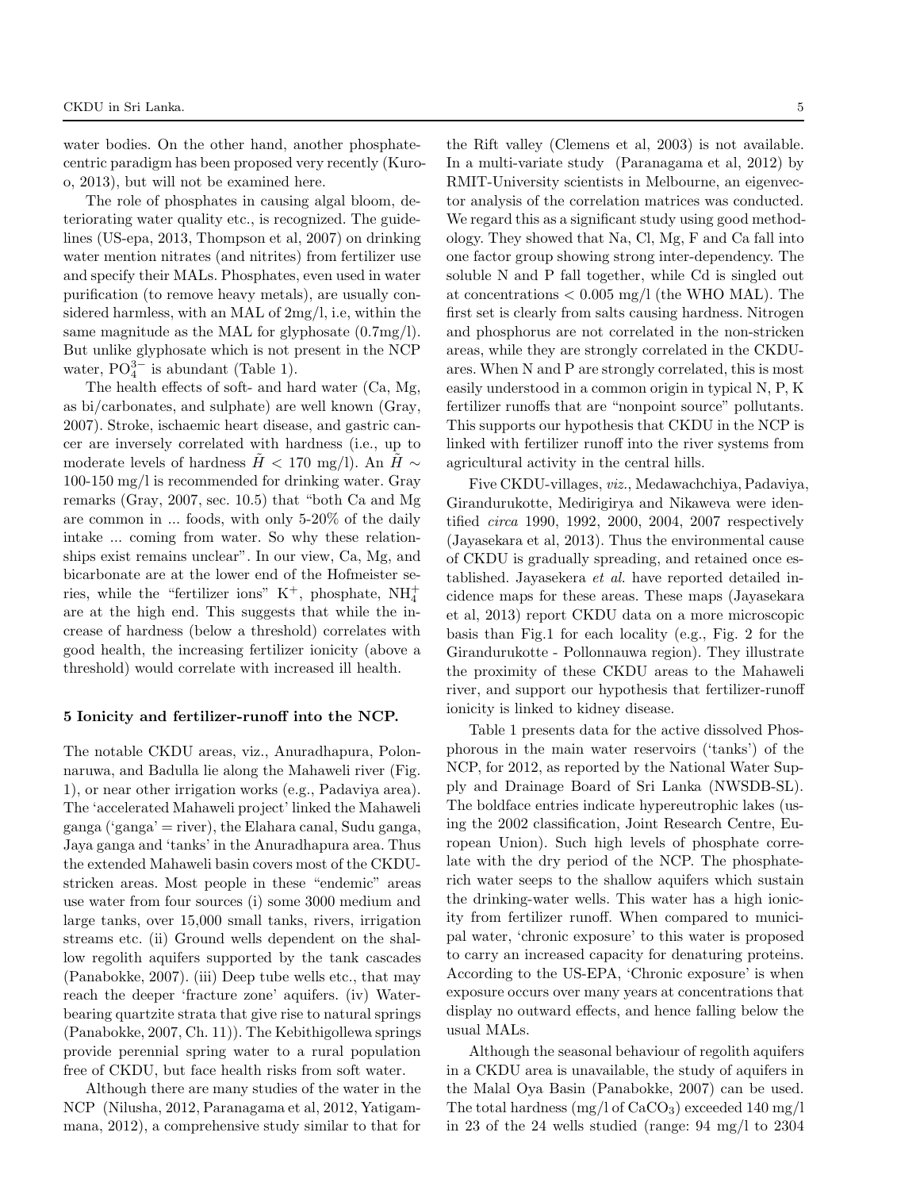water bodies. On the other hand, another phosphate-centric paradigm has been proposed very recently (Kuro-o, 2013), but will not be examined here.

The role of phosphates in causing algal bloom, deteriorating water quality etc., is recognized. The guidelines (US-epa, 2013, Thompson et al, 2007) on drinking water mention nitrates (and nitrites) from fertilizer use and specify their MALs. Phosphates, even used in water purification (to remove heavy metals), are usually considered harmless, with an MAL of 2mg/l, i.e, within the same magnitude as the MAL for glyphosate (0.7mg/l). But unlike glyphosate which is not present in the NCP water, $PO_4^{3-}$ is abundant (Table 1).

The health effects of soft- and hard water (Ca, Mg, as bi/carbonates, and sulphate) are well known (Gray, 2007). Stroke, ischaemic heart disease, and gastric cancer are inversely correlated with hardness (i.e., up to moderate levels of hardness $\tilde{H} < 170$ mg/l). An $\tilde{H} \sim$ 100-150 mg/l is recommended for drinking water. Gray remarks (Gray, 2007, sec. 10.5) that "both Ca and Mg are common in ... foods, with only 5-20% of the daily intake ... coming from water. So why these relationships exist remains unclear". In our view, Ca, Mg, and bicarbonate are at the lower end of the Hofmeister series, while the "fertilizer ions" $K^+$, phosphate, $NH_4^+$ are at the high end. This suggests that while the increase of hardness (below a threshold) correlates with good health, the increasing fertilizer ionicity (above a threshold) would correlate with increased ill health.

### 5 Ionicity and fertilizer-runoff into the NCP.

The notable CKDU areas, viz., Anuradhapura, Polonnaruwa, and Badulla lie along the Mahaweli river (Fig. 1), or near other irrigation works (e.g., Padaviya area). The 'accelerated Mahaweli project' linked the Mahaweli ganga ('ganga' = river), the Elahara canal, Sudu ganga, Jaya ganga and 'tanks' in the Anuradhapura area. Thus the extended Mahaweli basin covers most of the CKDU-stricken areas. Most people in these "endemic" areas use water from four sources (i) some 3000 medium and large tanks, over 15,000 small tanks, rivers, irrigation streams etc. (ii) Ground wells dependent on the shallow regolith aquifers supported by the tank cascades (Panabokke, 2007). (iii) Deep tube wells etc., that may reach the deeper 'fracture zone' aquifers. (iv) Water-bearing quartzite strata that give rise to natural springs (Panabokke, 2007, Ch. 11)). The Kebithigollewa springs provide perennial spring water to a rural population free of CKDU, but face health risks from soft water.

Although there are many studies of the water in the NCP (Nilusha, 2012, Paranagama et al, 2012, Yatigammana, 2012), a comprehensive study similar to that for the Rift valley (Clemens et al, 2003) is not available. In a multi-variate study (Paranagama et al, 2012) by RMIT-University scientists in Melbourne, an eigenvector analysis of the correlation matrices was conducted. We regard this as a significant study using good methodology. They showed that Na, Cl, Mg, F and Ca fall into one factor group showing strong inter-dependency. The soluble N and P fall together, while Cd is singled out at concentrations < 0.005 mg/l (the WHO MAL). The first set is clearly from salts causing hardness. Nitrogen and phosphorus are not correlated in the non-stricken areas, while they are strongly correlated in the CKDU-ares. When N and P are strongly correlated, this is most easily understood in a common origin in typical N, P, K fertilizer runoffs that are "nonpoint source" pollutants. This supports our hypothesis that CKDU in the NCP is linked with fertilizer runoff into the river systems from agricultural activity in the central hills.

Five CKDU-villages, *viz.*, Medawachchiya, Padaviya, Girandurukotte, Medirigirya and Nikaweva were identified *circa* 1990, 1992, 2000, 2004, 2007 respectively (Jayasekara et al, 2013). Thus the environmental cause of CKDU is gradually spreading, and retained once established. Jayasekera *et al.* have reported detailed incidence maps for these areas. These maps (Jayasekara et al, 2013) report CKDU data on a more microscopic basis than Fig.1 for each locality (e.g., Fig. 2 for the Girandurukotte - Pollonnauwa region). They illustrate the proximity of these CKDU areas to the Mahaweli river, and support our hypothesis that fertilizer-runoff ionicity is linked to kidney disease.

Table 1 presents data for the active dissolved Phosphorus in the main water reservoirs ('tanks') of the NCP, for 2012, as reported by the National Water Supply and Drainage Board of Sri Lanka (NWSDB-SL). The boldface entries indicate hypereutrophic lakes (using the 2002 classification, Joint Research Centre, European Union). Such high levels of phosphate correlate with the dry period of the NCP. The phosphate-rich water seeps to the shallow aquifers which sustain the drinking-water wells. This water has a high ionicity from fertilizer runoff. When compared to municipal water, 'chronic exposure' to this water is proposed to carry an increased capacity for denaturing proteins. According to the US-EPA, 'Chronic exposure' is when exposure occurs over many years at concentrations that display no outward effects, and hence falling below the usual MALs.

Although the seasonal behaviour of regolith aquifers in a CKDU area is unavailable, the study of aquifers in the Malal Oya Basin (Panabokke, 2007) can be used. The total hardness (mg/l of $CaCO_3$) exceeded 140 mg/l in 23 of the 24 wells studied (range: 94 mg/l to 2304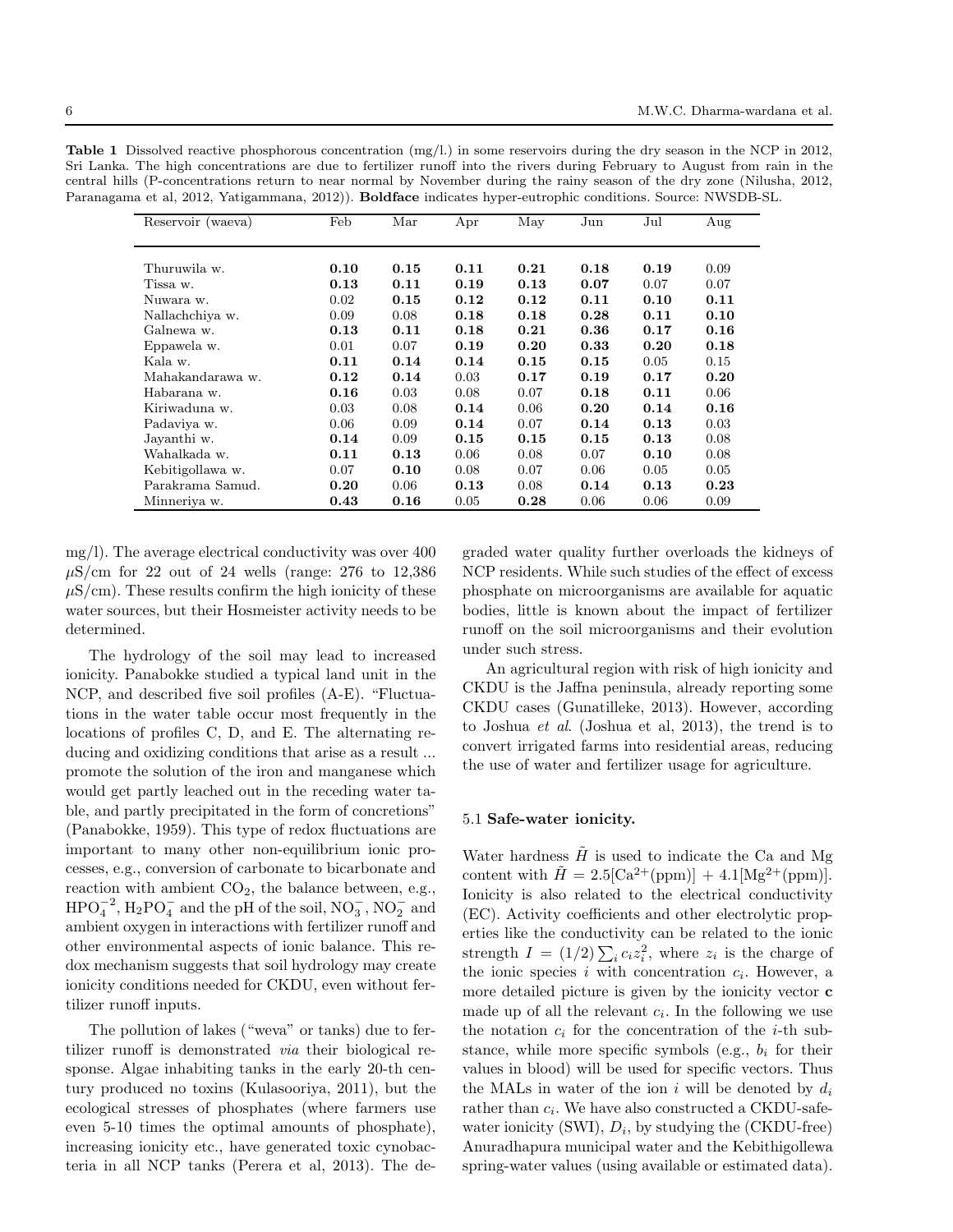**Table 1** Dissolved reactive phosphorous concentration (mg/l.) in some reservoirs during the dry season in the NCP in 2012, Sri Lanka. The high concentrations are due to fertilizer runoff into the rivers during February to August from rain in the central hills (P-concentrations return to near normal by November during the rainy season of the dry zone (Nilusha, 2012, Paranagama et al, 2012, Yatigammana, 2012)). **Boldface** indicates hyper-eutrophic conditions. Source: NWSDB-SL.

| Reservoir (waeva) | Feb | Mar | Apr | May | Jun | Jul | Aug |
|---|---|---|---|---|---|---|---|
| Thuruwila w. | **0.10** | **0.15** | **0.11** | **0.21** | **0.18** | **0.19** | 0.09 |
| Tissa w. | **0.13** | **0.11** | **0.19** | **0.13** | **0.07** | 0.07 | 0.07 |
| Nuwara w. | 0.02 | **0.15** | **0.12** | **0.12** | **0.11** | **0.10** | **0.11** |
| Nallachchiya w. | 0.09 | 0.08 | **0.18** | **0.18** | **0.28** | **0.11** | **0.10** |
| Galnewa w. | **0.13** | **0.11** | **0.18** | **0.21** | **0.36** | **0.17** | **0.16** |
| Eppawela w. | 0.01 | 0.07 | **0.19** | **0.20** | **0.33** | **0.20** | **0.18** |
| Kala w. | **0.11** | **0.14** | **0.14** | **0.15** | **0.15** | 0.05 | 0.15 |
| Mahakandarawa w. | **0.12** | **0.14** | 0.03 | **0.17** | **0.19** | **0.17** | **0.20** |
| Habarana w. | **0.16** | 0.03 | 0.08 | 0.07 | **0.18** | **0.11** | 0.06 |
| Kiriwaduna w. | 0.03 | 0.08 | **0.14** | 0.06 | **0.20** | **0.14** | **0.16** |
| Padaviya w. | 0.06 | 0.09 | **0.14** | 0.07 | **0.14** | **0.13** | 0.03 |
| Jayanthi w. | **0.14** | 0.09 | **0.15** | **0.15** | **0.15** | **0.13** | 0.08 |
| Wahalkada w. | **0.11** | **0.13** | 0.06 | 0.08 | 0.07 | **0.10** | 0.08 |
| Kebitigollawa w. | 0.07 | **0.10** | 0.08 | 0.07 | 0.06 | 0.05 | 0.05 |
| Parakrama Samud. | **0.20** | 0.06 | **0.13** | 0.08 | **0.14** | **0.13** | **0.23** |
| Minneriya w. | **0.43** | **0.16** | 0.05 | **0.28** | 0.06 | 0.06 | 0.09 |

mg/l). The average electrical conductivity was over 400 $\mu$S/cm for 22 out of 24 wells (range: 276 to 12,386 $\mu$S/cm). These results confirm the high ionicity of these water sources, but their Hosmeister activity needs to be determined.

The hydrology of the soil may lead to increased ionicity. Panabokke studied a typical land unit in the NCP, and described five soil profiles (A-E). "Fluctuations in the water table occur most frequently in the locations of profiles C, D, and E. The alternating reducing and oxidizing conditions that arise as a result ... promote the solution of the iron and manganese which would get partly leached out in the receding water table, and partly precipitated in the form of concretions" (Panabokke, 1959). This type of redox fluctuations are important to many other non-equilibrium ionic processes, e.g., conversion of carbonate to bicarbonate and reaction with ambient $CO_2$, the balance between, e.g., $HPO_4^{-2}$, $H_2PO_4^-$ and the pH of the soil, $NO_3^-$, $NO_2^-$ and ambient oxygen in interactions with fertilizer runoff and other environmental aspects of ionic balance. This redox mechanism suggests that soil hydrology may create ionicity conditions needed for CKDU, even without fertilizer runoff inputs.

The pollution of lakes ("weva" or tanks) due to fertilizer runoff is demonstrated *via* their biological response. Algae inhabiting tanks in the early 20-th century produced no toxins (Kulasooriya, 2011), but the ecological stresses of phosphates (where farmers use even 5-10 times the optimal amounts of phosphate), increasing ionicity etc., have generated toxic cynobacteria in all NCP tanks (Perera et al, 2013). The degraded water quality further overloads the kidneys of NCP residents. While such studies of the effect of excess phosphate on microorganisms are available for aquatic bodies, little is known about the impact of fertilizer runoff on the soil microorganisms and their evolution under such stress.

An agricultural region with risk of high ionicity and CKDU is the Jaffna peninsula, already reporting some CKDU cases (Gunatilleke, 2013). However, according to Joshua *et al*. (Joshua et al, 2013), the trend is to convert irrigated farms into residential areas, reducing the use of water and fertilizer usage for agriculture.

### 5.1 Safe-water ionicity.

Water hardness $\tilde{H}$ is used to indicate the Ca and Mg content with $\tilde{H} = 2.5[\mathrm{Ca}^{2+}(\mathrm{ppm})] + 4.1[\mathrm{Mg}^{2+}(\mathrm{ppm})]$. Ionicity is also related to the electrical conductivity (EC). Activity coefficients and other electrolytic properties like the conductivity can be related to the ionic strength $I = (1/2)\sum_i c_i z_i^2$, where $z_i$ is the charge of the ionic species $i$ with concentration $c_i$. However, a more detailed picture is given by the ionicity vector $\mathbf{c}$ made up of all the relevant $c_i$. In the following we use the notation $c_i$ for the concentration of the $i$-th substance, while more specific symbols (e.g., $b_i$ for their values in blood) will be used for specific vectors. Thus the MALs in water of the ion $i$ will be denoted by $d_i$ rather than $c_i$. We have also constructed a CKDU-safe-water ionicity (SWI), $D_i$, by studying the (CKDU-free) Anuradhapura municipal water and the Kebithigollewa spring-water values (using available or estimated data).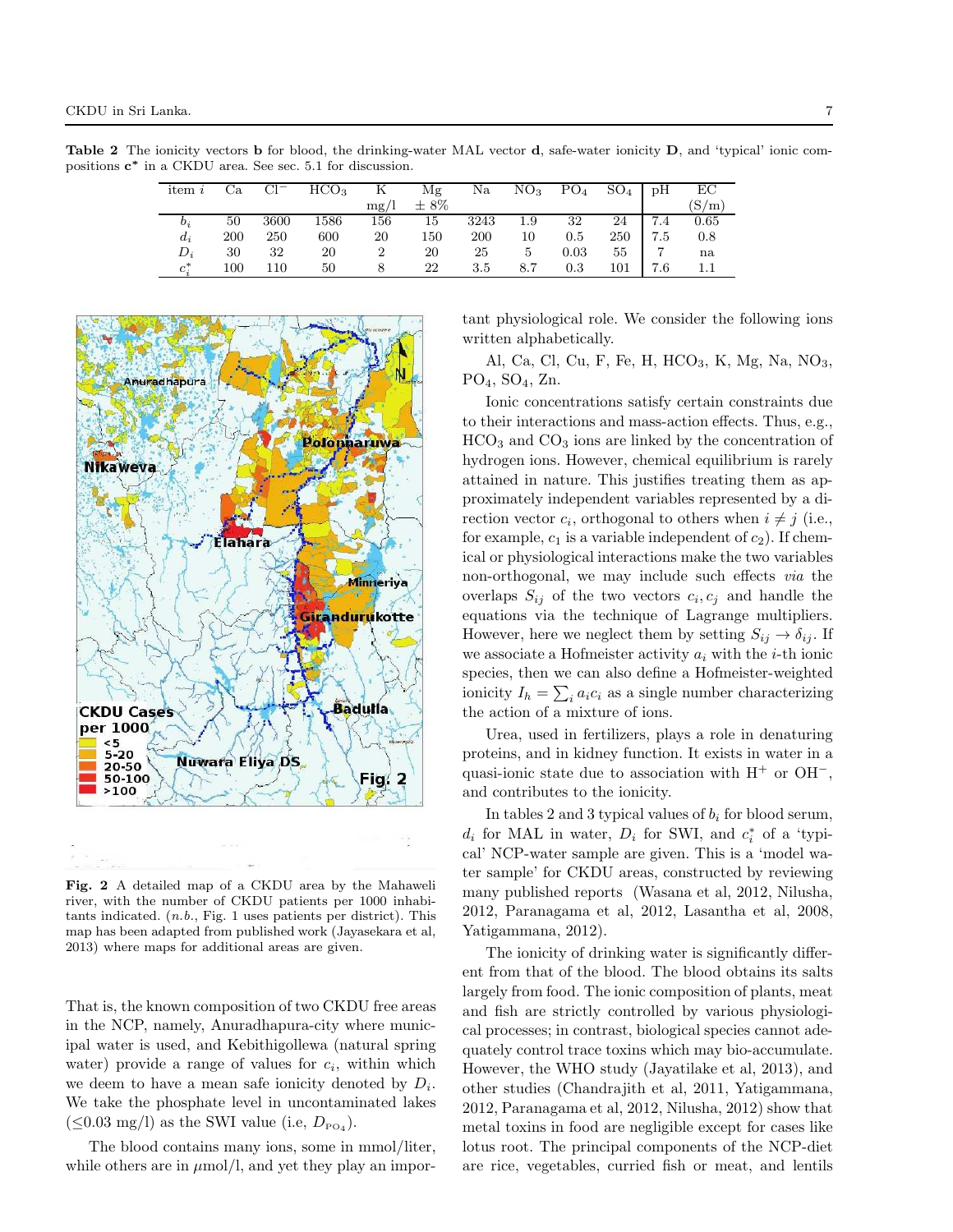**Table 2** The ionicity vectors **b** for blood, the drinking-water MAL vector **d**, safe-water ionicity **D**, and 'typical' ionic compositions $\mathbf{c^*}$ in a CKDU area. See sec. 5.1 for discussion.

| item $i$ | Ca | $Cl^-$ | $HCO_3$ | K mg/l | Mg $\pm$ 8% | Na | $NO_3$ | $PO_4$ | $SO_4$ | pH | EC (S/m) |
|---|---|---|---|---|---|---|---|---|---|---|---|
| $b_i$ | 50 | 3600 | 1586 | 156 | 15 | 3243 | 1.9 | 32 | 24 | 7.4 | 0.65 |
| $d_i$ | 200 | 250 | 600 | 20 | 150 | 200 | 10 | 0.5 | 250 | 7.5 | 0.8 |
| $D_i$ | 30 | 32 | 20 | 2 | 20 | 25 | 5 | 0.03 | 55 | 7 | na |
| $c_i^*$ | 100 | 110 | 50 | 8 | 22 | 3.5 | 8.7 | 0.3 | 101 | 7.6 | 1.1 |

**Fig. 2** A detailed map of a CKDU area by the Mahaweli river, with the number of CKDU patients per 1000 inhabitants indicated. (*n.b.*, Fig. 1 uses patients per district). This map has been adapted from published work (Jayasekara et al, 2013) where maps for additional areas are given.

That is, the known composition of two CKDU free areas in the NCP, namely, Anuradhapura-city where municipal water is used, and Kebithigollewa (natural spring water) provide a range of values for $c_i$, within which we deem to have a mean safe ionicity denoted by $D_i$. We take the phosphate level in uncontaminated lakes ($\leq$0.03 mg/l) as the SWI value (i.e, $D_{PO_4}$).

The blood contains many ions, some in mmol/liter, while others are in $\mu$mol/l, and yet they play an important physiological role. We consider the following ions written alphabetically.

Al, Ca, Cl, Cu, F, Fe, H, $HCO_3$, K, Mg, Na, $NO_3$, $PO_4$, $SO_4$, Zn.

Ionic concentrations satisfy certain constraints due to their interactions and mass-action effects. Thus, e.g., $HCO_3$ and $CO_3$ ions are linked by the concentration of hydrogen ions. However, chemical equilibrium is rarely attained in nature. This justifies treating them as approximately independent variables represented by a direction vector $c_i$, orthogonal to others when $i \neq j$ (i.e., for example, $c_1$ is a variable independent of $c_2$). If chemical or physiological interactions make the two variables non-orthogonal, we may include such effects *via* the overlaps $S_{ij}$ of the two vectors $c_i, c_j$ and handle the equations via the technique of Lagrange multipliers. However, here we neglect them by setting $S_{ij} \to \delta_{ij}$. If we associate a Hofmeister activity $a_i$ with the $i$-th ionic species, then we can also define a Hofmeister-weighted ionicity $I_h = \sum_i a_i c_i$ as a single number characterizing the action of a mixture of ions.

Urea, used in fertilizers, plays a role in denaturing proteins, and in kidney function. It exists in water in a quasi-ionic state due to association with $H^+$ or $OH^-$, and contributes to the ionicity.

In tables 2 and 3 typical values of $b_i$ for blood serum, $d_i$ for MAL in water, $D_i$ for SWI, and $c_i^*$ of a 'typical' NCP-water sample are given. This is a 'model water sample' for CKDU areas, constructed by reviewing many published reports (Wasana et al, 2012, Nilusha, 2012, Paranagama et al, 2012, Lasantha et al, 2008, Yatigammana, 2012).

The ionicity of drinking water is significantly different from that of the blood. The blood obtains its salts largely from food. The ionic composition of plants, meat and fish are strictly controlled by various physiological processes; in contrast, biological species cannot adequately control trace toxins which may bio-accumulate. However, the WHO study (Jayatilake et al, 2013), and other studies (Chandrajith et al, 2011, Yatigammana, 2012, Paranagama et al, 2012, Nilusha, 2012) show that metal toxins in food are negligible except for cases like lotus root. The principal components of the NCP-diet are rice, vegetables, curried fish or meat, and lentils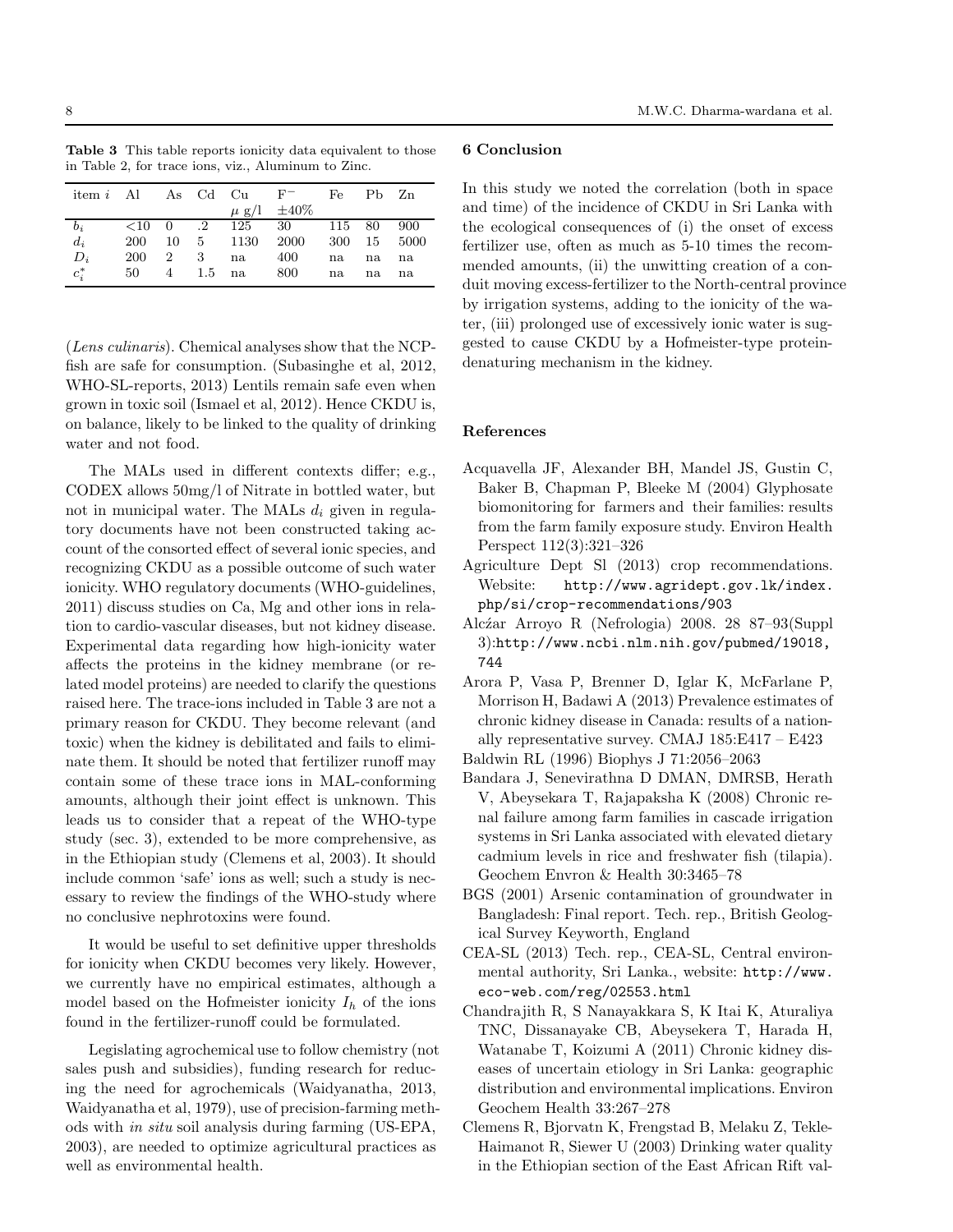**Table 3** This table reports ionicity data equivalent to those in Table 2, for trace ions, viz., Aluminum to Zinc.

| item $i$ | Al | As | Cd | Cu | $F^-$ | Fe | Pb | Zn |
|---|---|---|---|---|---|---|---|---|
| | | | | $\mu$ g/l | $\pm 40\%$ | | | |
| $b_i$ | <10 | 0 | .2 | 125 | 30 | 115 | 80 | 900 |
| $d_i$ | 200 | 10 | 5 | 1130 | 2000 | 300 | 15 | 5000 |
| $D_i$ | 200 | 2 | 3 | na | 400 | na | na | na |
| $c_i^*$ | 50 | 4 | 1.5 | na | 800 | na | na | na |

(*Lens culinaris*). Chemical analyses show that the NCP-fish are safe for consumption. (Subasinghe et al, 2012, WHO-SL-reports, 2013) Lentils remain safe even when grown in toxic soil (Ismael et al, 2012). Hence CKDU is, on balance, likely to be linked to the quality of drinking water and not food.

The MALs used in different contexts differ; e.g., CODEX allows 50mg/l of Nitrate in bottled water, but not in municipal water. The MALs $d_i$ given in regulatory documents have not been constructed taking account of the consorted effect of several ionic species, and recognizing CKDU as a possible outcome of such water ionicity. WHO regulatory documents (WHO-guidelines, 2011) discuss studies on Ca, Mg and other ions in relation to cardio-vascular diseases, but not kidney disease. Experimental data regarding how high-ionicity water affects the proteins in the kidney membrane (or related model proteins) are needed to clarify the questions raised here. The trace-ions included in Table 3 are not a primary reason for CKDU. They become relevant (and toxic) when the kidney is debilitated and fails to eliminate them. It should be noted that fertilizer runoff may contain some of these trace ions in MAL-conforming amounts, although their joint effect is unknown. This leads us to consider that a repeat of the WHO-type study (sec. 3), extended to be more comprehensive, as in the Ethiopian study (Clemens et al, 2003). It should include common 'safe' ions as well; such a study is necessary to review the findings of the WHO-study where no conclusive nephrotoxins were found.

It would be useful to set definitive upper thresholds for ionicity when CKDU becomes very likely. However, we currently have no empirical estimates, although a model based on the Hofmeister ionicity $I_h$ of the ions found in the fertilizer-runoff could be formulated.

Legislating agrochemical use to follow chemistry (not sales push and subsidies), funding research for reducing the need for agrochemicals (Waidyanatha, 2013, Waidyanatha et al, 1979), use of precision-farming methods with *in situ* soil analysis during farming (US-EPA, 2003), are needed to optimize agricultural practices as well as environmental health.

## 6 Conclusion

In this study we noted the correlation (both in space and time) of the incidence of CKDU in Sri Lanka with the ecological consequences of (i) the onset of excess fertilizer use, often as much as 5-10 times the recommended amounts, (ii) the unwitting creation of a conduit moving excess-fertilizer to the North-central province by irrigation systems, adding to the ionicity of the water, (iii) prolonged use of excessively ionic water is suggested to cause CKDU by a Hofmeister-type protein-denaturing mechanism in the kidney.

## References

Acquavella JF, Alexander BH, Mandel JS, Gustin C, Baker B, Chapman P, Bleeke M (2004) Glyphosate biomonitoring for farmers and their families: results from the farm family exposure study. Environ Health Perspect 112(3):321–326

Agriculture Dept Sl (2013) crop recommendations. Website: http://www.agridept.gov.lk/index.php/si/crop-recommendations/903

Alcźar Arroyo R (Nefrologia) 2008. 28 87–93(Suppl 3):http://www.ncbi.nlm.nih.gov/pubmed/19018,744

Arora P, Vasa P, Brenner D, Iglar K, McFarlane P, Morrison H, Badawi A (2013) Prevalence estimates of chronic kidney disease in Canada: results of a nationally representative survey. CMAJ 185:E417 – E423

Baldwin RL (1996) Biophys J 71:2056–2063

Bandara J, Senevirathna D DMAN, DMRSB, Herath V, Abeysekara T, Rajapaksha K (2008) Chronic renal failure among farm families in cascade irrigation systems in Sri Lanka associated with elevated dietary cadmium levels in rice and freshwater fish (tilapia). Geochem Envron & Health 30:3465–78

BGS (2001) Arsenic contamination of groundwater in Bangladesh: Final report. Tech. rep., British Geological Survey Keyworth, England

CEA-SL (2013) Tech. rep., CEA-SL, Central environmental authority, Sri Lanka., website: http://www.eco-web.com/reg/02553.html

Chandrajith R, S Nanayakkara S, K Itai K, Aturaliya TNC, Dissanayake CB, Abeysekera T, Harada H, Watanabe T, Koizumi A (2011) Chronic kidney diseases of uncertain etiology in Sri Lanka: geographic distribution and environmental implications. Environ Geochem Health 33:267–278

Clemens R, Bjorvatn K, Frengstad B, Melaku Z, Tekle-Haimanot R, Siewer U (2003) Drinking water quality in the Ethiopian section of the East African Rift val-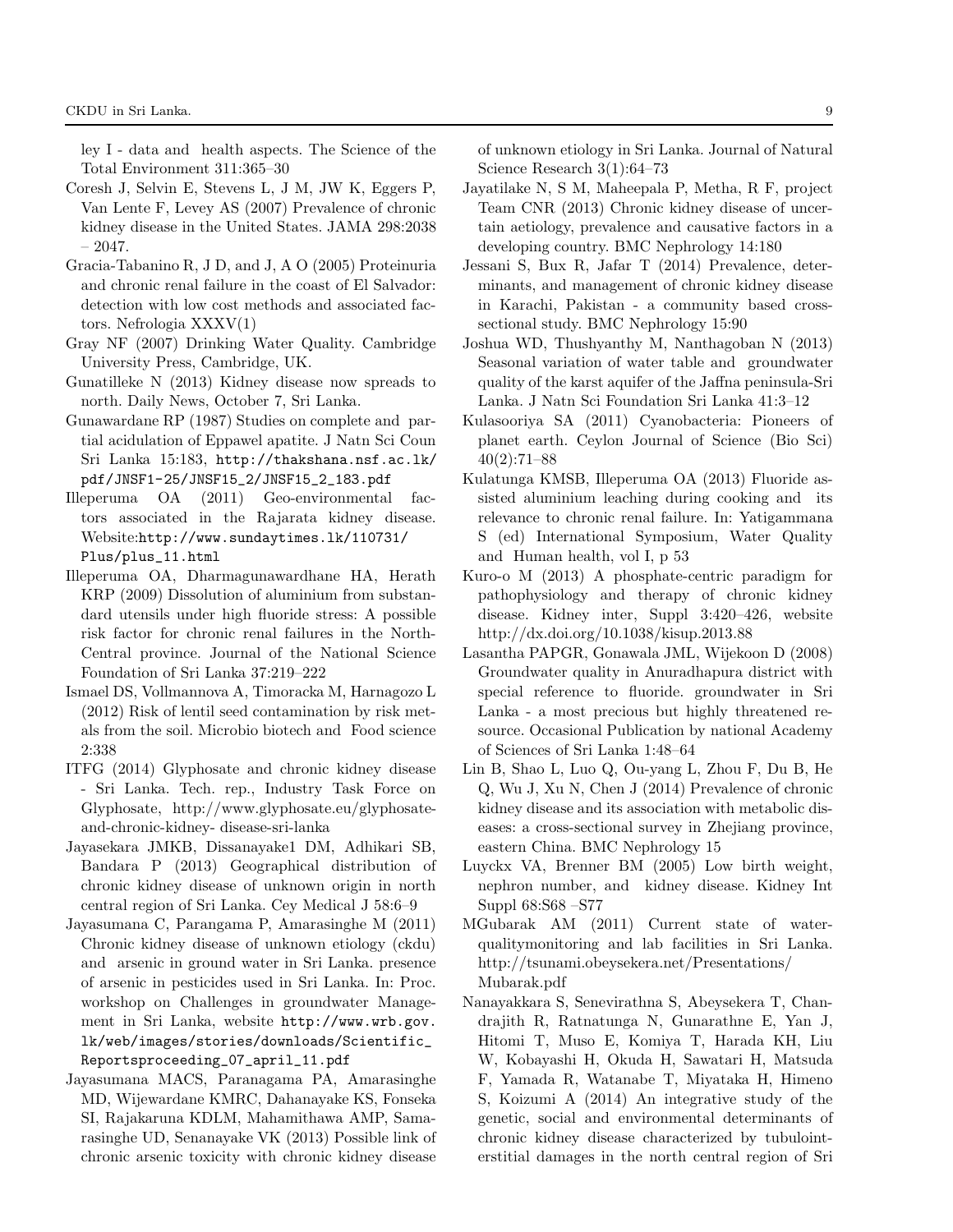ley I - data and health aspects. The Science of the Total Environment 311:365–30

Coresh J, Selvin E, Stevens L, J M, JW K, Eggers P, Van Lente F, Levey AS (2007) Prevalence of chronic kidney disease in the United States. JAMA 298:2038 – 2047.

Gracia-Tabanino R, J D, and J, A O (2005) Proteinuria and chronic renal failure in the coast of El Salvador: detection with low cost methods and associated factors. Nefrologia XXXV(1)

Gray NF (2007) Drinking Water Quality. Cambridge University Press, Cambridge, UK.

Gunatilleke N (2013) Kidney disease now spreads to north. Daily News, October 7, Sri Lanka.

Gunawardane RP (1987) Studies on complete and partial acidulation of Eppawel apatite. J Natn Sci Coun Sri Lanka 15:183, http://thakshana.nsf.ac.lk/pdf/JNSF1-25/JNSF15_2/JNSF15_2_183.pdf

Illeperuma OA (2011) Geo-environmental factors associated in the Rajarata kidney disease. Website:http://www.sundaytimes.lk/110731/Plus/plus_11.html

Illeperuma OA, Dharmagunawardhane HA, Herath KRP (2009) Dissolution of aluminium from substandard utensils under high fluoride stress: A possible risk factor for chronic renal failures in the North-Central province. Journal of the National Science Foundation of Sri Lanka 37:219–222

Ismael DS, Vollmannova A, Timoracka M, Harnagozo L (2012) Risk of lentil seed contamination by risk metals from the soil. Microbio biotech and Food science 2:338

ITFG (2014) Glyphosate and chronic kidney disease - Sri Lanka. Tech. rep., Industry Task Force on Glyphosate, http://www.glyphosate.eu/glyphosate-and-chronic-kidney- disease-sri-lanka

Jayasekara JMKB, Dissanayake1 DM, Adhikari SB, Bandara P (2013) Geographical distribution of chronic kidney disease of unknown origin in north central region of Sri Lanka. Cey Medical J 58:6–9

Jayasumana C, Parangama P, Amarasinghe M (2011) Chronic kidney disease of unknown etiology (ckdu) and arsenic in ground water in Sri Lanka. presence of arsenic in pesticides used in Sri Lanka. In: Proc. workshop on Challenges in groundwater Management in Sri Lanka, website http://www.wrb.gov.lk/web/images/stories/downloads/Scientific_Reportsproceeding_07_april_11.pdf

Jayasumana MACS, Paranagama PA, Amarasinghe MD, Wijewardane KMRC, Dahanayake KS, Fonseka SI, Rajakaruna KDLM, Mahamithawa AMP, Samarasinghe UD, Senanayake VK (2013) Possible link of chronic arsenic toxicity with chronic kidney disease of unknown etiology in Sri Lanka. Journal of Natural Science Research 3(1):64–73

Jayatilake N, S M, Maheepala P, Metha, R F, project Team CNR (2013) Chronic kidney disease of uncertain aetiology, prevalence and causative factors in a developing country. BMC Nephrology 14:180

Jessani S, Bux R, Jafar T (2014) Prevalence, determinants, and management of chronic kidney disease in Karachi, Pakistan - a community based cross-sectional study. BMC Nephrology 15:90

Joshua WD, Thushyanthy M, Nanthagoban N (2013) Seasonal variation of water table and groundwater quality of the karst aquifer of the Jaffna peninsula-Sri Lanka. J Natn Sci Foundation Sri Lanka 41:3–12

Kulasooriya SA (2011) Cyanobacteria: Pioneers of planet earth. Ceylon Journal of Science (Bio Sci) 40(2):71–88

Kulatunga KMSB, Illeperuma OA (2013) Fluoride assisted aluminium leaching during cooking and its relevance to chronic renal failure. In: Yatigammana S (ed) International Symposium, Water Quality and Human health, vol I, p 53

Kuro-o M (2013) A phosphate-centric paradigm for pathophysiology and therapy of chronic kidney disease. Kidney inter, Suppl 3:420–426, website http://dx.doi.org/10.1038/kisup.2013.88

Lasantha PAPGR, Gonawala JML, Wijekoon D (2008) Groundwater quality in Anuradhapura district with special reference to fluoride. groundwater in Sri Lanka - a most precious but highly threatened resource. Occasional Publication by national Academy of Sciences of Sri Lanka 1:48–64

Lin B, Shao L, Luo Q, Ou-yang L, Zhou F, Du B, He Q, Wu J, Xu N, Chen J (2014) Prevalence of chronic kidney disease and its association with metabolic diseases: a cross-sectional survey in Zhejiang province, eastern China. BMC Nephrology 15

Luyckx VA, Brenner BM (2005) Low birth weight, nephron number, and kidney disease. Kidney Int Suppl 68:S68 –S77

MGubarak AM (2011) Current state of water-qualitymonitoring and lab facilities in Sri Lanka. http://tsunami.obeysekera.net/Presentations/Mubarak.pdf

Nanayakkara S, Senevirathna S, Abeysekera T, Chandrajith R, Ratnatunga N, Gunarathne E, Yan J, Hitomi T, Muso E, Komiya T, Harada KH, Liu W, Kobayashi H, Okuda H, Sawatari H, Matsuda F, Yamada R, Watanabe T, Miyataka H, Himeno S, Koizumi A (2014) An integrative study of the genetic, social and environmental determinants of chronic kidney disease characterized by tubulointerstitial damages in the north central region of Sri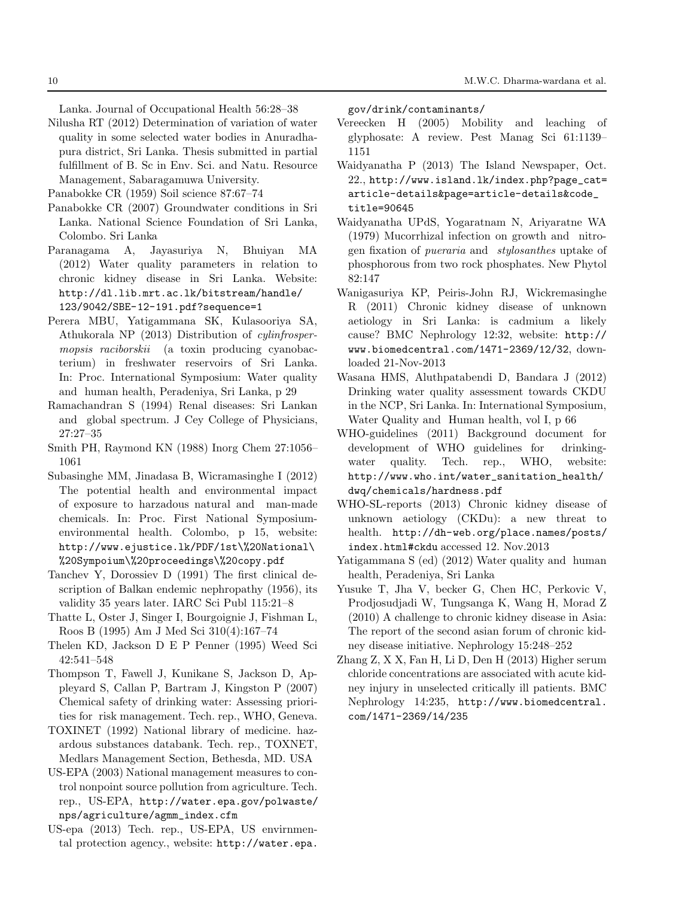Lanka. Journal of Occupational Health 56:28–38

Nilusha RT (2012) Determination of variation of water quality in some selected water bodies in Anuradhapura district, Sri Lanka. Thesis submitted in partial fulfillment of B. Sc in Env. Sci. and Natu. Resource Management, Sabaragamuwa University.

Panabokke CR (1959) Soil science 87:67–74

Panabokke CR (2007) Groundwater conditions in Sri Lanka. National Science Foundation of Sri Lanka, Colombo. Sri Lanka

Paranagama A, Jayasuriya N, Bhuiyan MA (2012) Water quality parameters in relation to chronic kidney disease in Sri Lanka. Website: http://dl.lib.mrt.ac.lk/bitstream/handle/123/9042/SBE-12-191.pdf?sequence=1

Perera MBU, Yatigammana SK, Kulasooriya SA, Athukorala NP (2013) Distribution of *cylinfrospermopsis raciborskii* (a toxin producing cyanobacterium) in freshwater reservoirs of Sri Lanka. In: Proc. International Symposium: Water quality and human health, Peradeniya, Sri Lanka, p 29

Ramachandran S (1994) Renal diseases: Sri Lankan and global spectrum. J Cey College of Physicians, 27:27–35

Smith PH, Raymond KN (1988) Inorg Chem 27:1056–1061

Subasinghe MM, Jinadasa B, Wicramasinghe I (2012) The potential health and environmental impact of exposure to harzadous natural and man-made chemicals. In: Proc. First National Symposium-environmental health. Colombo, p 15, website: http://www.ejustice.lk/PDF/1st\%20National\%20Sympoium\%20proceedings\%20copy.pdf

Tanchev Y, Dorossiev D (1991) The first clinical description of Balkan endemic nephropathy (1956), its validity 35 years later. IARC Sci Publ 115:21–8

Thatte L, Oster J, Singer I, Bourgoignie J, Fishman L, Roos B (1995) Am J Med Sci 310(4):167–74

Thelen KD, Jackson D E P Penner (1995) Weed Sci 42:541–548

Thompson T, Fawell J, Kunikane S, Jackson D, Appleyard S, Callan P, Bartram J, Kingston P (2007) Chemical safety of drinking water: Assessing priorities for risk management. Tech. rep., WHO, Geneva.

TOXINET (1992) National library of medicine. hazardous substances databank. Tech. rep., TOXNET, Medlars Management Section, Bethesda, MD. USA

US-EPA (2003) National management measures to control nonpoint source pollution from agriculture. Tech. rep., US-EPA, http://water.epa.gov/polwaste/nps/agriculture/agmm_index.cfm

US-epa (2013) Tech. rep., US-EPA, US envirnmental protection agency., website: http://water.epa.gov/drink/contaminants/

Vereecken H (2005) Mobility and leaching of glyphosate: A review. Pest Manag Sci 61:1139–1151

Waidyanatha P (2013) The Island Newspaper, Oct. 22., http://www.island.lk/index.php?page_cat=article-details&page=article-details&code_title=90645

Waidyanatha UPdS, Yogaratnam N, Ariyaratne WA (1979) Mucorrhizal infection on growth and nitrogen fixation of *pueraria* and *stylosanthes* uptake of phosphorous from two rock phosphates. New Phytol 82:147

Wanigasuriya KP, Peiris-John RJ, Wickremasinghe R (2011) Chronic kidney disease of unknown aetiology in Sri Lanka: is cadmium a likely cause? BMC Nephrology 12:32, website: http://www.biomedcentral.com/1471-2369/12/32, downloaded 21-Nov-2013

Wasana HMS, Aluthpatabendi D, Bandara J (2012) Drinking water quality assessment towards CKDU in the NCP, Sri Lanka. In: International Symposium, Water Quality and Human health, vol I, p 66

WHO-guidelines (2011) Background document for development of WHO guidelines for drinking-water quality. Tech. rep., WHO, website: http://www.who.int/water_sanitation_health/dwq/chemicals/hardness.pdf

WHO-SL-reports (2013) Chronic kidney disease of unknown aetiology (CKDu): a new threat to health. http://dh-web.org/place.names/posts/index.html#ckdu accessed 12. Nov.2013

Yatigammana S (ed) (2012) Water quality and human health, Peradeniya, Sri Lanka

Yusuke T, Jha V, becker G, Chen HC, Perkovic V, Prodjosudjadi W, Tungsanga K, Wang H, Morad Z (2010) A challenge to chronic kidney disease in Asia: The report of the second asian forum of chronic kidney disease initiative. Nephrology 15:248–252

Zhang Z, X X, Fan H, Li D, Den H (2013) Higher serum chloride concentrations are associated with acute kidney injury in unselected critically ill patients. BMC Nephrology 14:235, http://www.biomedcentral.com/1471-2369/14/235